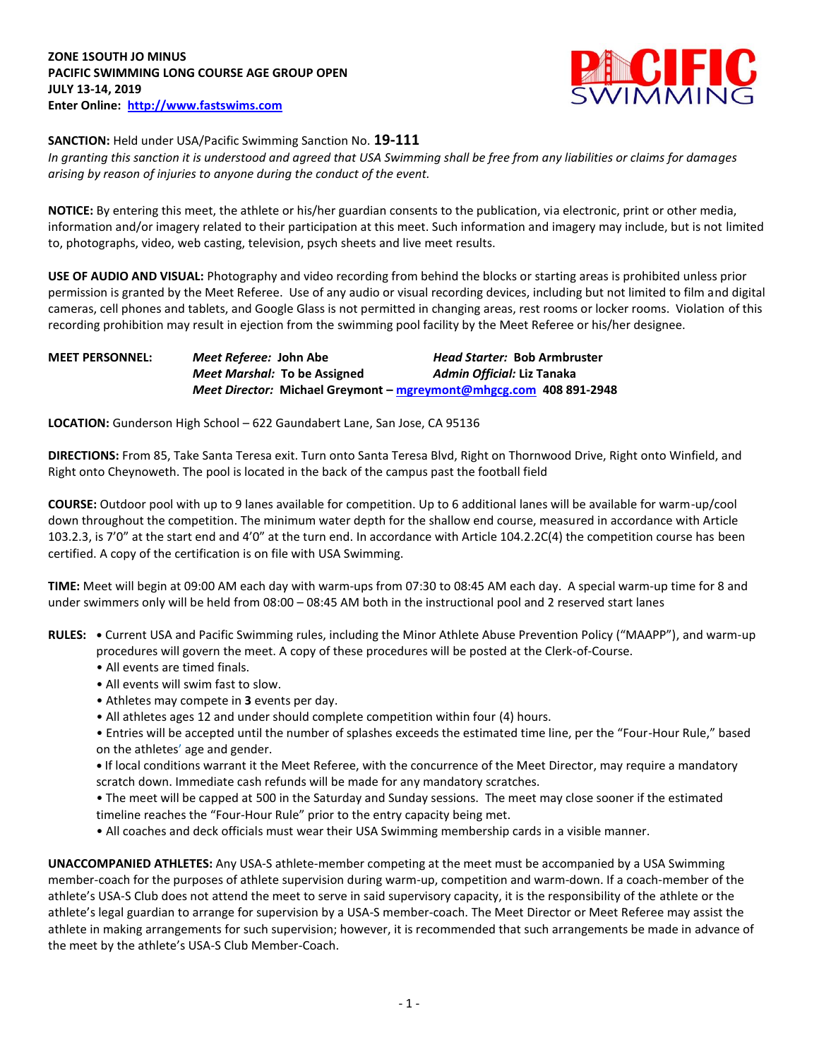**ZONE 1SOUTH JO MINUS**
**PACIFIC SWIMMING LONG COURSE AGE GROUP OPEN**
**JULY 13-14, 2019**
**Enter Online: [http://www.fastswims.com](http://www.fastswims.com)**

**SANCTION:** Held under USA/Pacific Swimming Sanction No. **19-111**
*In granting this sanction it is understood and agreed that USA Swimming shall be free from any liabilities or claims for damages arising by reason of injuries to anyone during the conduct of the event.*

**NOTICE:** By entering this meet, the athlete or his/her guardian consents to the publication, via electronic, print or other media, information and/or imagery related to their participation at this meet. Such information and imagery may include, but is not limited to, photographs, video, web casting, television, psych sheets and live meet results.

**USE OF AUDIO AND VISUAL:** Photography and video recording from behind the blocks or starting areas is prohibited unless prior permission is granted by the Meet Referee. Use of any audio or visual recording devices, including but not limited to film and digital cameras, cell phones and tablets, and Google Glass is not permitted in changing areas, rest rooms or locker rooms. Violation of this recording prohibition may result in ejection from the swimming pool facility by the Meet Referee or his/her designee.

**MEET PERSONNEL:**
- ***Meet Referee:*** **John Abe**
- ***Head Starter:*** **Bob Armbruster**
- ***Meet Marshal:*** **To be Assigned**
- ***Admin Official:*** **Liz Tanaka**
- ***Meet Director:*** **Michael Greymont – [mgreymont@mhgcg.com](mailto:mgreymont@mhgcg.com) 408 891-2948**

**LOCATION:** Gunderson High School – 622 Gaundabert Lane, San Jose, CA 95136

**DIRECTIONS:** From 85, Take Santa Teresa exit. Turn onto Santa Teresa Blvd, Right on Thornwood Drive, Right onto Winfield, and Right onto Cheynoweth. The pool is located in the back of the campus past the football field

**COURSE:** Outdoor pool with up to 9 lanes available for competition. Up to 6 additional lanes will be available for warm-up/cool down throughout the competition. The minimum water depth for the shallow end course, measured in accordance with Article 103.2.3, is 7'0" at the start end and 4'0" at the turn end. In accordance with Article 104.2.2C(4) the competition course has been certified. A copy of the certification is on file with USA Swimming.

**TIME:** Meet will begin at 09:00 AM each day with warm-ups from 07:30 to 08:45 AM each day. A special warm-up time for 8 and under swimmers only will be held from 08:00 – 08:45 AM both in the instructional pool and 2 reserved start lanes

**RULES:**
- Current USA and Pacific Swimming rules, including the Minor Athlete Abuse Prevention Policy ("MAAPP"), and warm-up procedures will govern the meet. A copy of these procedures will be posted at the Clerk-of-Course.
- All events are timed finals.
- All events will swim fast to slow.
- Athletes may compete in **3** events per day.
- All athletes ages 12 and under should complete competition within four (4) hours.
- Entries will be accepted until the number of splashes exceeds the estimated time line, per the "Four-Hour Rule," based on the athletes' age and gender.
- If local conditions warrant it the Meet Referee, with the concurrence of the Meet Director, may require a mandatory scratch down. Immediate cash refunds will be made for any mandatory scratches.
- The meet will be capped at 500 in the Saturday and Sunday sessions. The meet may close sooner if the estimated timeline reaches the "Four-Hour Rule" prior to the entry capacity being met.
- All coaches and deck officials must wear their USA Swimming membership cards in a visible manner.

**UNACCOMPANIED ATHLETES:** Any USA-S athlete-member competing at the meet must be accompanied by a USA Swimming member-coach for the purposes of athlete supervision during warm-up, competition and warm-down. If a coach-member of the athlete's USA-S Club does not attend the meet to serve in said supervisory capacity, it is the responsibility of the athlete or the athlete's legal guardian to arrange for supervision by a USA-S member-coach. The Meet Director or Meet Referee may assist the athlete in making arrangements for such supervision; however, it is recommended that such arrangements be made in advance of the meet by the athlete's USA-S Club Member-Coach.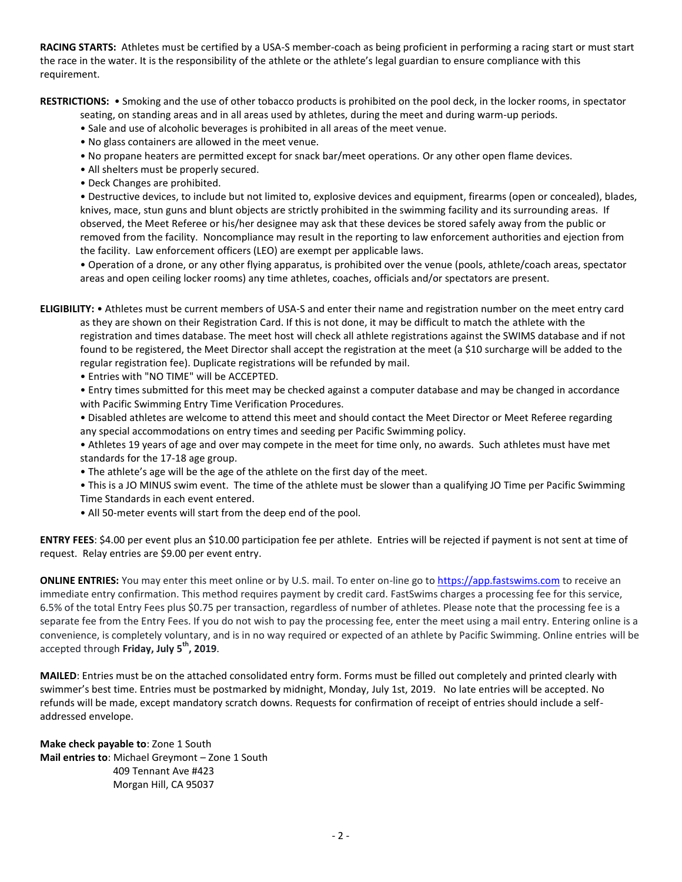**RACING STARTS:** Athletes must be certified by a USA-S member-coach as being proficient in performing a racing start or must start the race in the water. It is the responsibility of the athlete or the athlete's legal guardian to ensure compliance with this requirement.

**RESTRICTIONS:** • Smoking and the use of other tobacco products is prohibited on the pool deck, in the locker rooms, in spectator seating, on standing areas and in all areas used by athletes, during the meet and during warm-up periods.

- Sale and use of alcoholic beverages is prohibited in all areas of the meet venue.
- No glass containers are allowed in the meet venue.
- No propane heaters are permitted except for snack bar/meet operations. Or any other open flame devices.
- All shelters must be properly secured.
- Deck Changes are prohibited.
- Destructive devices, to include but not limited to, explosive devices and equipment, firearms (open or concealed), blades, knives, mace, stun guns and blunt objects are strictly prohibited in the swimming facility and its surrounding areas. If observed, the Meet Referee or his/her designee may ask that these devices be stored safely away from the public or removed from the facility. Noncompliance may result in the reporting to law enforcement authorities and ejection from the facility. Law enforcement officers (LEO) are exempt per applicable laws.
- Operation of a drone, or any other flying apparatus, is prohibited over the venue (pools, athlete/coach areas, spectator areas and open ceiling locker rooms) any time athletes, coaches, officials and/or spectators are present.

**ELIGIBILITY:** • Athletes must be current members of USA-S and enter their name and registration number on the meet entry card as they are shown on their Registration Card. If this is not done, it may be difficult to match the athlete with the registration and times database. The meet host will check all athlete registrations against the SWIMS database and if not found to be registered, the Meet Director shall accept the registration at the meet (a $10 surcharge will be added to the regular registration fee). Duplicate registrations will be refunded by mail.

- Entries with "NO TIME" will be ACCEPTED.
- Entry times submitted for this meet may be checked against a computer database and may be changed in accordance with Pacific Swimming Entry Time Verification Procedures.
- Disabled athletes are welcome to attend this meet and should contact the Meet Director or Meet Referee regarding any special accommodations on entry times and seeding per Pacific Swimming policy.
- Athletes 19 years of age and over may compete in the meet for time only, no awards. Such athletes must have met standards for the 17-18 age group.
- The athlete's age will be the age of the athlete on the first day of the meet.
- This is a JO MINUS swim event. The time of the athlete must be slower than a qualifying JO Time per Pacific Swimming Time Standards in each event entered.
- All 50-meter events will start from the deep end of the pool.

**ENTRY FEES**: $4.00 per event plus an $10.00 participation fee per athlete. Entries will be rejected if payment is not sent at time of request. Relay entries are $9.00 per event entry.

**ONLINE ENTRIES:** You may enter this meet online or by U.S. mail. To enter on-line go to https://app.fastswims.com to receive an immediate entry confirmation. This method requires payment by credit card. FastSwims charges a processing fee for this service, 6.5% of the total Entry Fees plus $0.75 per transaction, regardless of number of athletes. Please note that the processing fee is a separate fee from the Entry Fees. If you do not wish to pay the processing fee, enter the meet using a mail entry. Entering online is a convenience, is completely voluntary, and is in no way required or expected of an athlete by Pacific Swimming. Online entries will be accepted through **Friday, July 5th, 2019**.

**MAILED**: Entries must be on the attached consolidated entry form. Forms must be filled out completely and printed clearly with swimmer's best time. Entries must be postmarked by midnight, Monday, July 1st, 2019. No late entries will be accepted. No refunds will be made, except mandatory scratch downs. Requests for confirmation of receipt of entries should include a self-addressed envelope.

**Make check payable to**: Zone 1 South
**Mail entries to**: Michael Greymont – Zone 1 South
409 Tennant Ave #423
Morgan Hill, CA 95037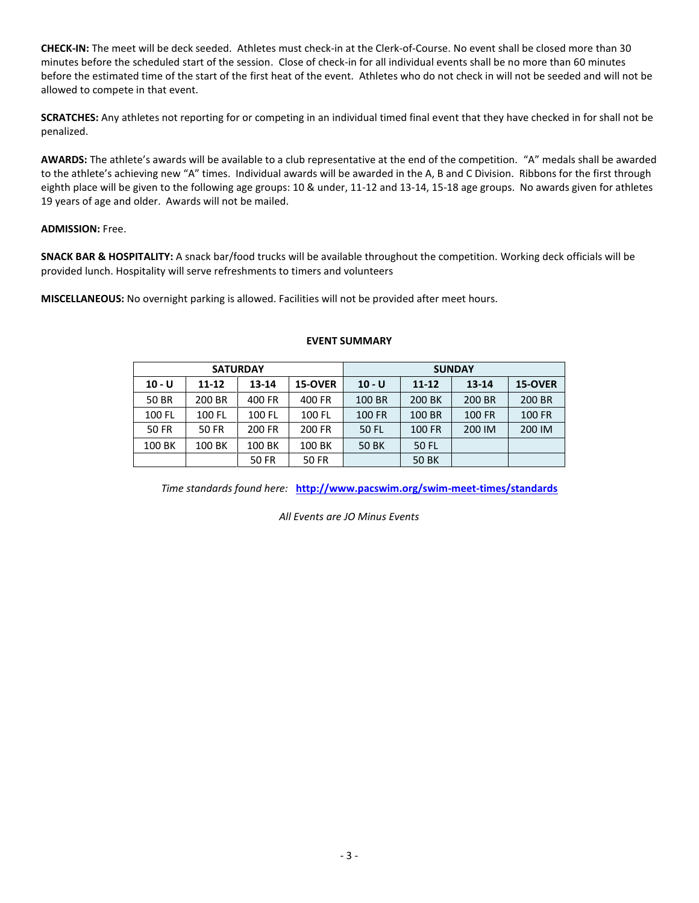**CHECK-IN:** The meet will be deck seeded. Athletes must check-in at the Clerk-of-Course. No event shall be closed more than 30 minutes before the scheduled start of the session. Close of check-in for all individual events shall be no more than 60 minutes before the estimated time of the start of the first heat of the event. Athletes who do not check in will not be seeded and will not be allowed to compete in that event.

**SCRATCHES:** Any athletes not reporting for or competing in an individual timed final event that they have checked in for shall not be penalized.

**AWARDS:** The athlete's awards will be available to a club representative at the end of the competition. "A" medals shall be awarded to the athlete's achieving new "A" times. Individual awards will be awarded in the A, B and C Division. Ribbons for the first through eighth place will be given to the following age groups: 10 & under, 11-12 and 13-14, 15-18 age groups. No awards given for athletes 19 years of age and older. Awards will not be mailed.

**ADMISSION:** Free.

**SNACK BAR & HOSPITALITY:** A snack bar/food trucks will be available throughout the competition. Working deck officials will be provided lunch. Hospitality will serve refreshments to timers and volunteers

**MISCELLANEOUS:** No overnight parking is allowed. Facilities will not be provided after meet hours.

**EVENT SUMMARY**

| SATURDAY | | | | SUNDAY | | | |
|---|---|---|---|---|---|---|---|
| **10 - U** | **11-12** | **13-14** | **15-OVER** | **10 - U** | **11-12** | **13-14** | **15-OVER** |
| 50 BR | 200 BR | 400 FR | 400 FR | 100 BR | 200 BK | 200 BR | 200 BR |
| 100 FL | 100 FL | 100 FL | 100 FL | 100 FR | 100 BR | 100 FR | 100 FR |
| 50 FR | 50 FR | 200 FR | 200 FR | 50 FL | 100 FR | 200 IM | 200 IM |
| 100 BK | 100 BK | 100 BK | 100 BK | 50 BK | 50 FL | | |
| | | 50 FR | 50 FR | | 50 BK | | |

*Time standards found here:* **http://www.pacswim.org/swim-meet-times/standards**

*All Events are JO Minus Events*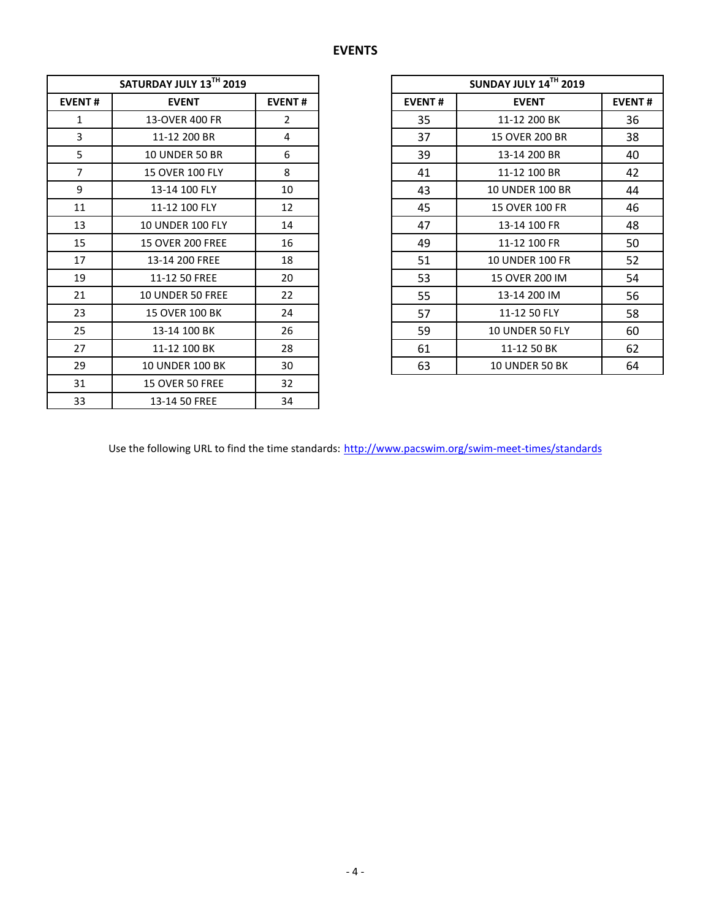## EVENTS

| SATURDAY JULY 13TH 2019 | | |
|---|---|---|
| EVENT # | EVENT | EVENT # |
| 1 | 13-OVER 400 FR | 2 |
| 3 | 11-12 200 BR | 4 |
| 5 | 10 UNDER 50 BR | 6 |
| 7 | 15 OVER 100 FLY | 8 |
| 9 | 13-14 100 FLY | 10 |
| 11 | 11-12 100 FLY | 12 |
| 13 | 10 UNDER 100 FLY | 14 |
| 15 | 15 OVER 200 FREE | 16 |
| 17 | 13-14 200 FREE | 18 |
| 19 | 11-12 50 FREE | 20 |
| 21 | 10 UNDER 50 FREE | 22 |
| 23 | 15 OVER 100 BK | 24 |
| 25 | 13-14 100 BK | 26 |
| 27 | 11-12 100 BK | 28 |
| 29 | 10 UNDER 100 BK | 30 |
| 31 | 15 OVER 50 FREE | 32 |
| 33 | 13-14 50 FREE | 34 |

| SUNDAY JULY 14TH 2019 | | |
|---|---|---|
| EVENT # | EVENT | EVENT # |
| 35 | 11-12 200 BK | 36 |
| 37 | 15 OVER 200 BR | 38 |
| 39 | 13-14 200 BR | 40 |
| 41 | 11-12 100 BR | 42 |
| 43 | 10 UNDER 100 BR | 44 |
| 45 | 15 OVER 100 FR | 46 |
| 47 | 13-14 100 FR | 48 |
| 49 | 11-12 100 FR | 50 |
| 51 | 10 UNDER 100 FR | 52 |
| 53 | 15 OVER 200 IM | 54 |
| 55 | 13-14 200 IM | 56 |
| 57 | 11-12 50 FLY | 58 |
| 59 | 10 UNDER 50 FLY | 60 |
| 61 | 11-12 50 BK | 62 |
| 63 | 10 UNDER 50 BK | 64 |

Use the following URL to find the time standards: http://www.pacswim.org/swim-meet-times/standards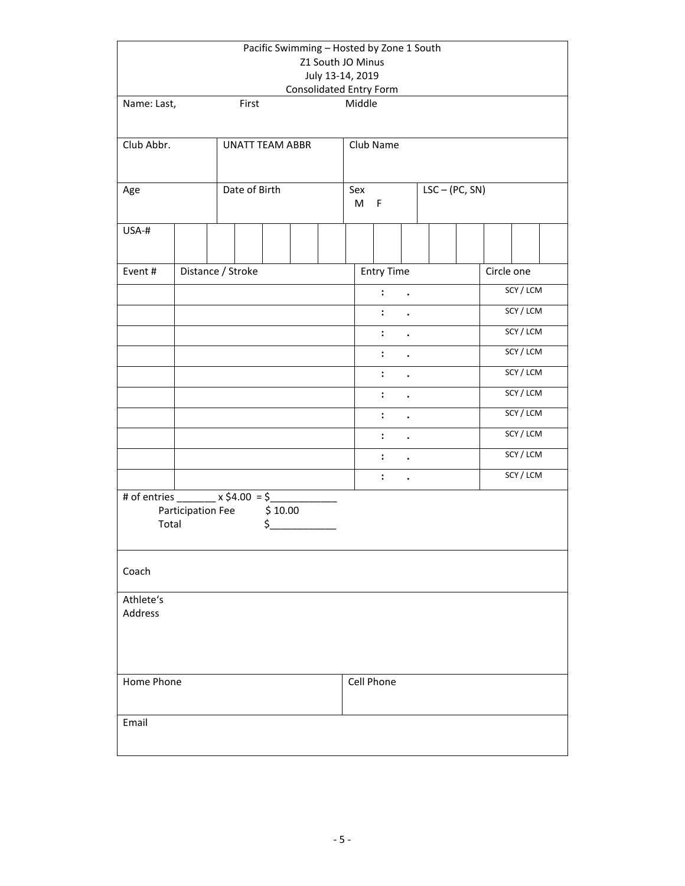Pacific Swimming – Hosted by Zone 1 South
Z1 South JO Minus
July 13-14, 2019
Consolidated Entry Form

| | | | |
|---|---|---|---|
| Name: Last, | First | | Middle |
| Club Abbr. | UNATT TEAM ABBR | Club Name | |
| Age | Date of Birth | Sex M F | LSC – (PC, SN) |

| | | | | | | | | | | | | | |
|---|---|---|---|---|---|---|---|---|---|---|---|---|---|
| USA-# | | | | | | | | | | | | | |

| Event # | Distance / Stroke | Entry Time | Circle one |
|---|---|---|---|
| | | : . | SCY / LCM |
| | | : . | SCY / LCM |
| | | : . | SCY / LCM |
| | | : . | SCY / LCM |
| | | : . | SCY / LCM |
| | | : . | SCY / LCM |
| | | : . | SCY / LCM |
| | | : . | SCY / LCM |
| | | : . | SCY / LCM |
| | | : . | SCY / LCM |

# of entries _______ x $4.00 = $____________
Participation Fee $ 10.00
Total $____________

| | |
|---|---|
| Coach | |
| Athlete's Address | |
| Home Phone | Cell Phone |
| Email | |